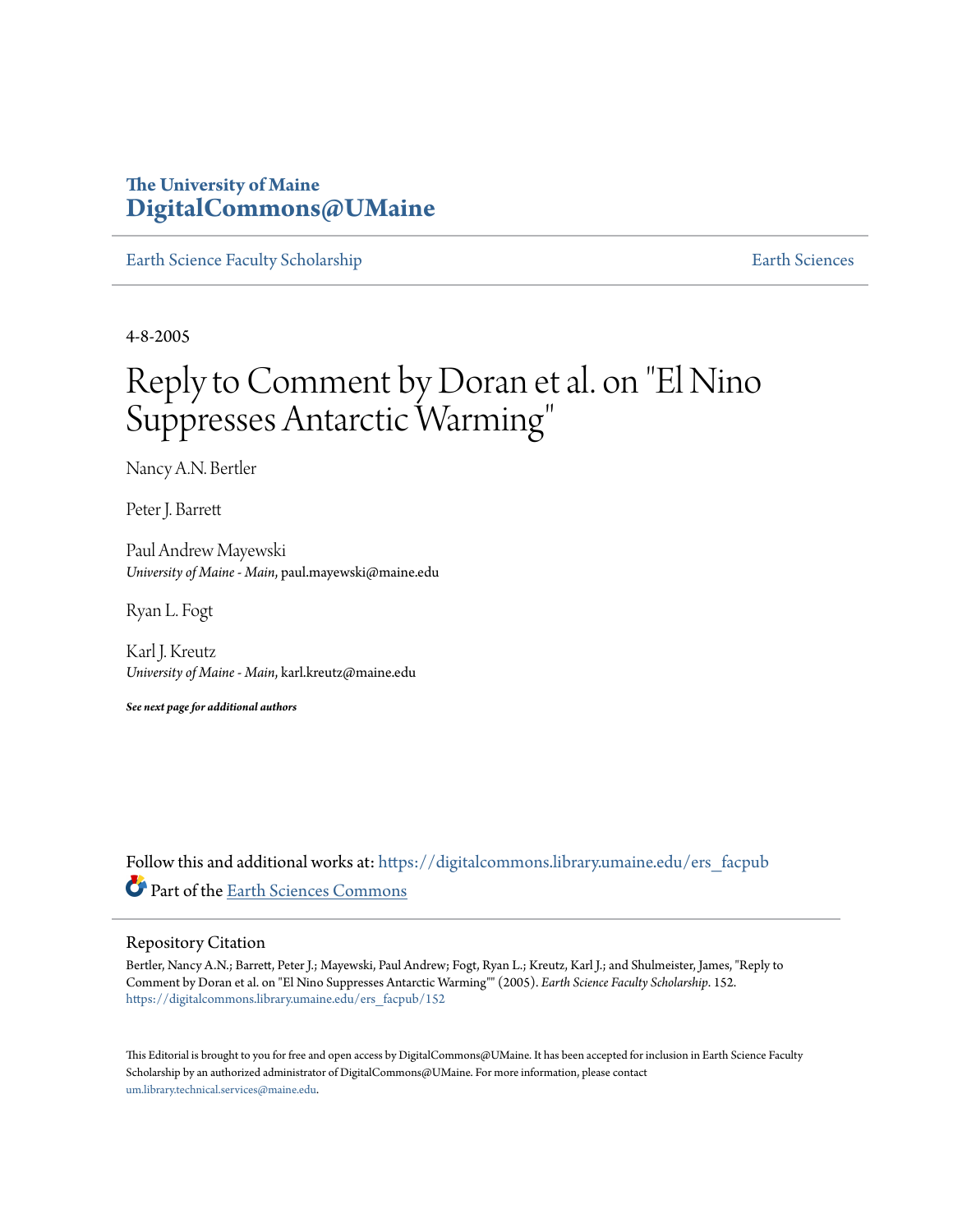The University of Maine
**DigitalCommons@UMaine**

Earth Science Faculty Scholarship | Earth Sciences

4-8-2005

# Reply to Comment by Doran et al. on "El Nino Suppresses Antarctic Warming"

Nancy A.N. Bertler

Peter J. Barrett

Paul Andrew Mayewski
*University of Maine - Main*, paul.mayewski@maine.edu

Ryan L. Fogt

Karl J. Kreutz
*University of Maine - Main*, karl.kreutz@maine.edu

***See next page for additional authors***

Follow this and additional works at: https://digitalcommons.library.umaine.edu/ers_facpub

Part of the Earth Sciences Commons

## Repository Citation

Bertler, Nancy A.N.; Barrett, Peter J.; Mayewski, Paul Andrew; Fogt, Ryan L.; Kreutz, Karl J.; and Shulmeister, James, "Reply to Comment by Doran et al. on "El Nino Suppresses Antarctic Warming"" (2005). *Earth Science Faculty Scholarship*. 152.
https://digitalcommons.library.umaine.edu/ers_facpub/152

This Editorial is brought to you for free and open access by DigitalCommons@UMaine. It has been accepted for inclusion in Earth Science Faculty Scholarship by an authorized administrator of DigitalCommons@UMaine. For more information, please contact um.library.technical.services@maine.edu.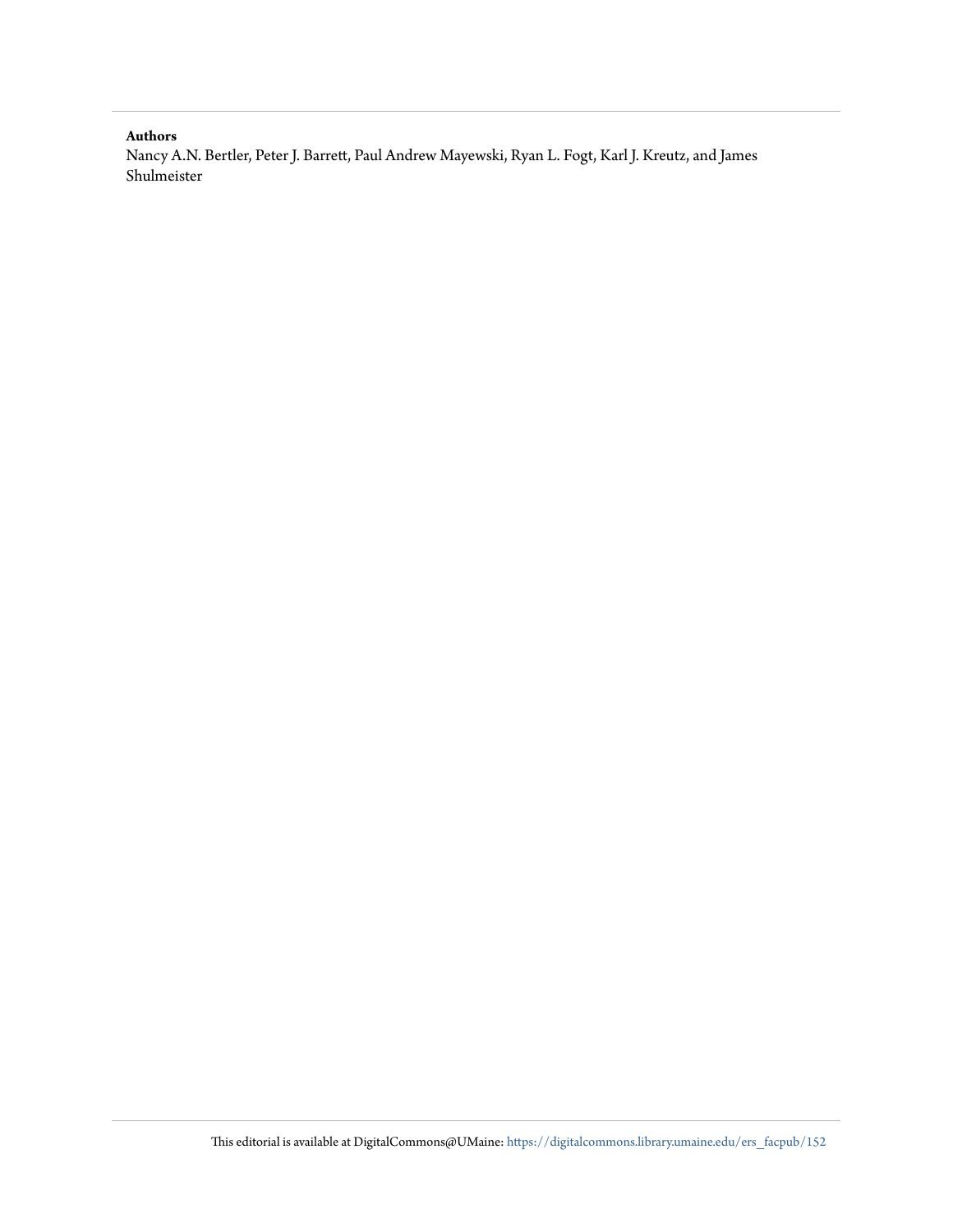**Authors**

Nancy A.N. Bertler, Peter J. Barrett, Paul Andrew Mayewski, Ryan L. Fogt, Karl J. Kreutz, and James Shulmeister

This editorial is available at DigitalCommons@UMaine: https://digitalcommons.library.umaine.edu/ers_facpub/152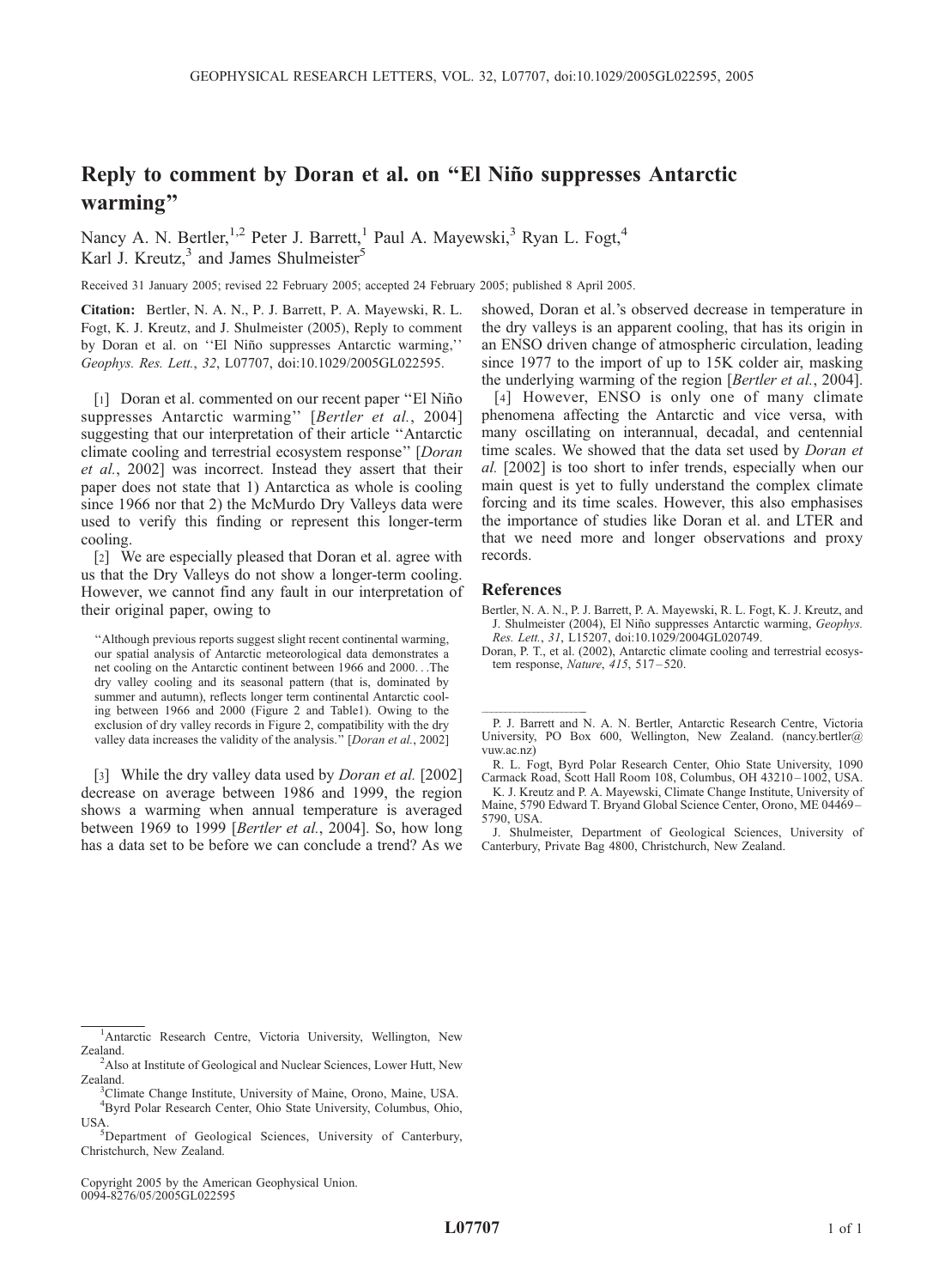# Reply to comment by Doran et al. on "El Niño suppresses Antarctic warming"

Nancy A. N. Bertler,[1,2] Peter J. Barrett,[1] Paul A. Mayewski,[3] Ryan L. Fogt,[4] Karl J. Kreutz,[3] and James Shulmeister[5]

Received 31 January 2005; revised 22 February 2005; accepted 24 February 2005; published 8 April 2005.

**Citation:** Bertler, N. A. N., P. J. Barrett, P. A. Mayewski, R. L. Fogt, K. J. Kreutz, and J. Shulmeister (2005), Reply to comment by Doran et al. on ''El Niño suppresses Antarctic warming,'' *Geophys. Res. Lett.*, *32*, L07707, doi:10.1029/2005GL022595.

[1] Doran et al. commented on our recent paper ''El Niño suppresses Antarctic warming'' [*Bertler et al.*, 2004] suggesting that our interpretation of their article ''Antarctic climate cooling and terrestrial ecosystem response'' [*Doran et al.*, 2002] was incorrect. Instead they assert that their paper does not state that 1) Antarctica as whole is cooling since 1966 nor that 2) the McMurdo Dry Valleys data were used to verify this finding or represent this longer-term cooling.

[2] We are especially pleased that Doran et al. agree with us that the Dry Valleys do not show a longer-term cooling. However, we cannot find any fault in our interpretation of their original paper, owing to

> ''Although previous reports suggest slight recent continental warming, our spatial analysis of Antarctic meteorological data demonstrates a net cooling on the Antarctic continent between 1966 and 2000. . .The dry valley cooling and its seasonal pattern (that is, dominated by summer and autumn), reflects longer term continental Antarctic cooling between 1966 and 2000 (Figure 2 and Table1). Owing to the exclusion of dry valley records in Figure 2, compatibility with the dry valley data increases the validity of the analysis.'' [*Doran et al.*, 2002]

[3] While the dry valley data used by *Doran et al.* [2002] decrease on average between 1986 and 1999, the region shows a warming when annual temperature is averaged between 1969 to 1999 [*Bertler et al.*, 2004]. So, how long has a data set to be before we can conclude a trend? As we showed, Doran et al.'s observed decrease in temperature in the dry valleys is an apparent cooling, that has its origin in an ENSO driven change of atmospheric circulation, leading since 1977 to the import of up to 15K colder air, masking the underlying warming of the region [*Bertler et al.*, 2004].

[4] However, ENSO is only one of many climate phenomena affecting the Antarctic and vice versa, with many oscillating on interannual, decadal, and centennial time scales. We showed that the data set used by *Doran et al.* [2002] is too short to infer trends, especially when our main quest is yet to fully understand the complex climate forcing and its time scales. However, this also emphasises the importance of studies like Doran et al. and LTER and that we need more and longer observations and proxy records.

## References

Bertler, N. A. N., P. J. Barrett, P. A. Mayewski, R. L. Fogt, K. J. Kreutz, and J. Shulmeister (2004), El Niño suppresses Antarctic warming, *Geophys. Res. Lett.*, *31*, L15207, doi:10.1029/2004GL020749.

Doran, P. T., et al. (2002), Antarctic climate cooling and terrestrial ecosystem response, *Nature*, *415*, 517–520.

---

P. J. Barrett and N. A. N. Bertler, Antarctic Research Centre, Victoria University, PO Box 600, Wellington, New Zealand. (nancy.bertler@vuw.ac.nz)

R. L. Fogt, Byrd Polar Research Center, Ohio State University, 1090 Carmack Road, Scott Hall Room 108, Columbus, OH 43210–1002, USA.

K. J. Kreutz and P. A. Mayewski, Climate Change Institute, University of Maine, 5790 Edward T. Bryand Global Science Center, Orono, ME 04469–5790, USA.

J. Shulmeister, Department of Geological Sciences, University of Canterbury, Private Bag 4800, Christchurch, New Zealand.

---

[1]Antarctic Research Centre, Victoria University, Wellington, New Zealand.

[2]Also at Institute of Geological and Nuclear Sciences, Lower Hutt, New Zealand.

[3]Climate Change Institute, University of Maine, Orono, Maine, USA.

[4]Byrd Polar Research Center, Ohio State University, Columbus, Ohio, USA.

[5]Department of Geological Sciences, University of Canterbury, Christchurch, New Zealand.

Copyright 2005 by the American Geophysical Union.
0094-8276/05/2005GL022595